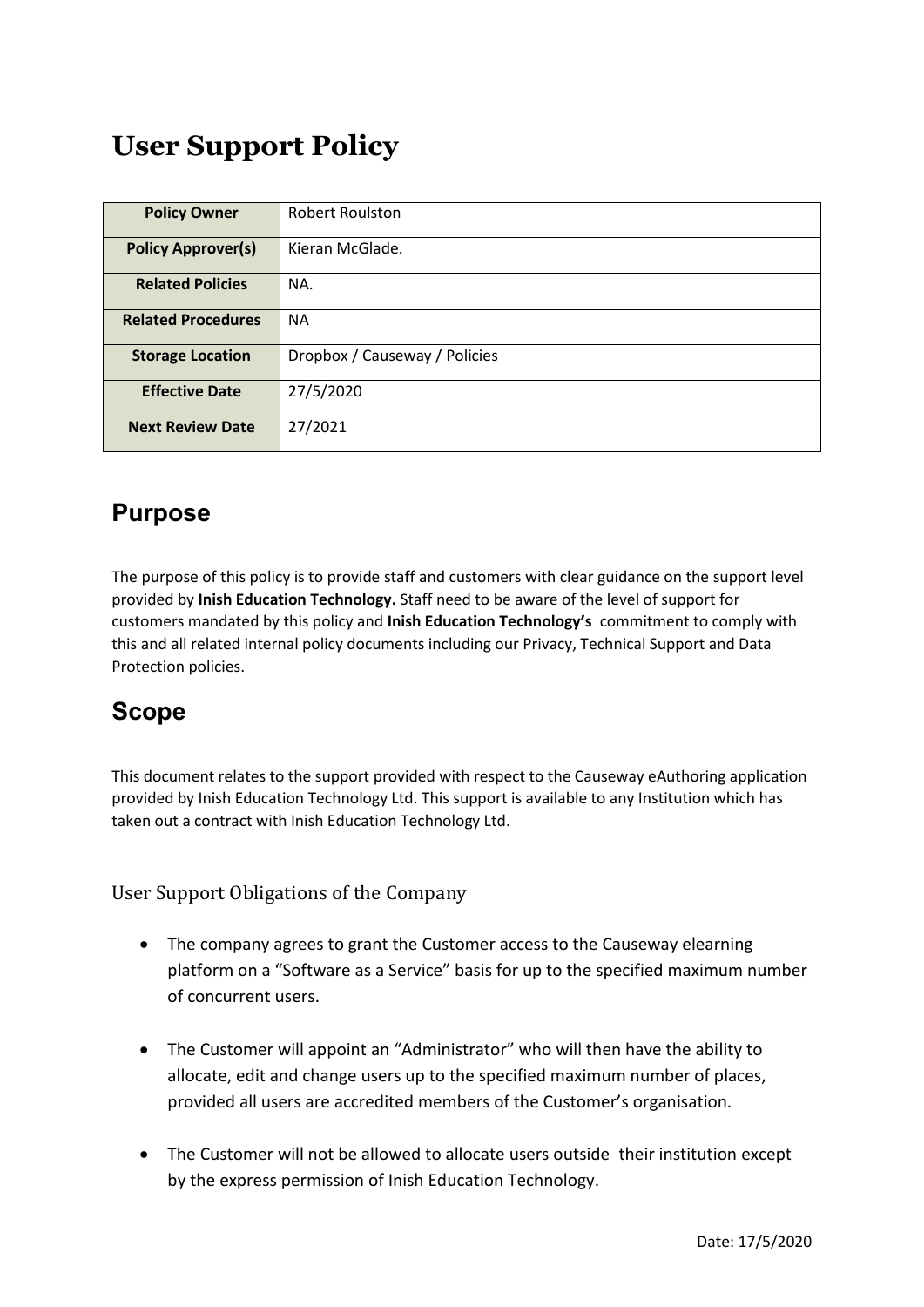# User Support Policy

| **Policy Owner** | Robert Roulston |
|---|---|
| **Policy Approver(s)** | Kieran McGlade. |
| **Related Policies** | NA. |
| **Related Procedures** | NA |
| **Storage Location** | Dropbox / Causeway / Policies |
| **Effective Date** | 27/5/2020 |
| **Next Review Date** | 27/2021 |

## Purpose

The purpose of this policy is to provide staff and customers with clear guidance on the support level provided by **Inish Education Technology.** Staff need to be aware of the level of support for customers mandated by this policy and **Inish Education Technology's** commitment to comply with this and all related internal policy documents including our Privacy, Technical Support and Data Protection policies.

## Scope

This document relates to the support provided with respect to the Causeway eAuthoring application provided by Inish Education Technology Ltd. This support is available to any Institution which has taken out a contract with Inish Education Technology Ltd.

### User Support Obligations of the Company

- The company agrees to grant the Customer access to the Causeway elearning platform on a "Software as a Service" basis for up to the specified maximum number of concurrent users.
- The Customer will appoint an "Administrator" who will then have the ability to allocate, edit and change users up to the specified maximum number of places, provided all users are accredited members of the Customer's organisation.
- The Customer will not be allowed to allocate users outside their institution except by the express permission of Inish Education Technology.

Date: 17/5/2020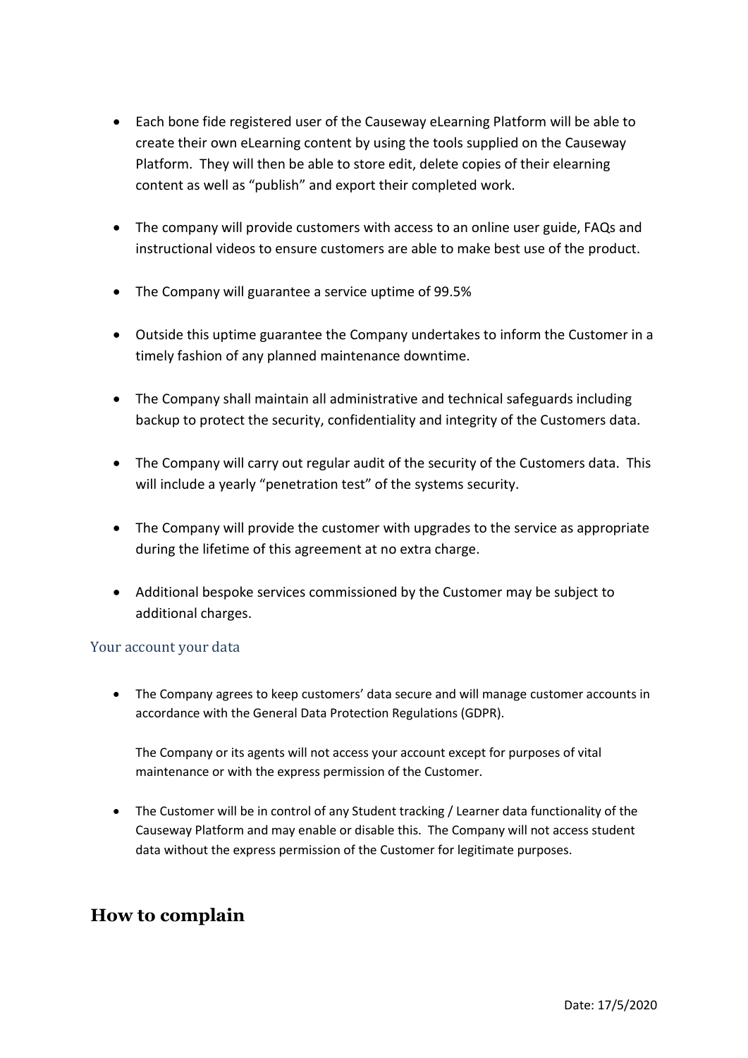- Each bone fide registered user of the Causeway eLearning Platform will be able to create their own eLearning content by using the tools supplied on the Causeway Platform. They will then be able to store edit, delete copies of their elearning content as well as "publish" and export their completed work.

- The company will provide customers with access to an online user guide, FAQs and instructional videos to ensure customers are able to make best use of the product.

- The Company will guarantee a service uptime of 99.5%

- Outside this uptime guarantee the Company undertakes to inform the Customer in a timely fashion of any planned maintenance downtime.

- The Company shall maintain all administrative and technical safeguards including backup to protect the security, confidentiality and integrity of the Customers data.

- The Company will carry out regular audit of the security of the Customers data. This will include a yearly "penetration test" of the systems security.

- The Company will provide the customer with upgrades to the service as appropriate during the lifetime of this agreement at no extra charge.

- Additional bespoke services commissioned by the Customer may be subject to additional charges.

### Your account your data

- The Company agrees to keep customers' data secure and will manage customer accounts in accordance with the General Data Protection Regulations (GDPR).

  The Company or its agents will not access your account except for purposes of vital maintenance or with the express permission of the Customer.

- The Customer will be in control of any Student tracking / Learner data functionality of the Causeway Platform and may enable or disable this. The Company will not access student data without the express permission of the Customer for legitimate purposes.

## How to complain

Date: 17/5/2020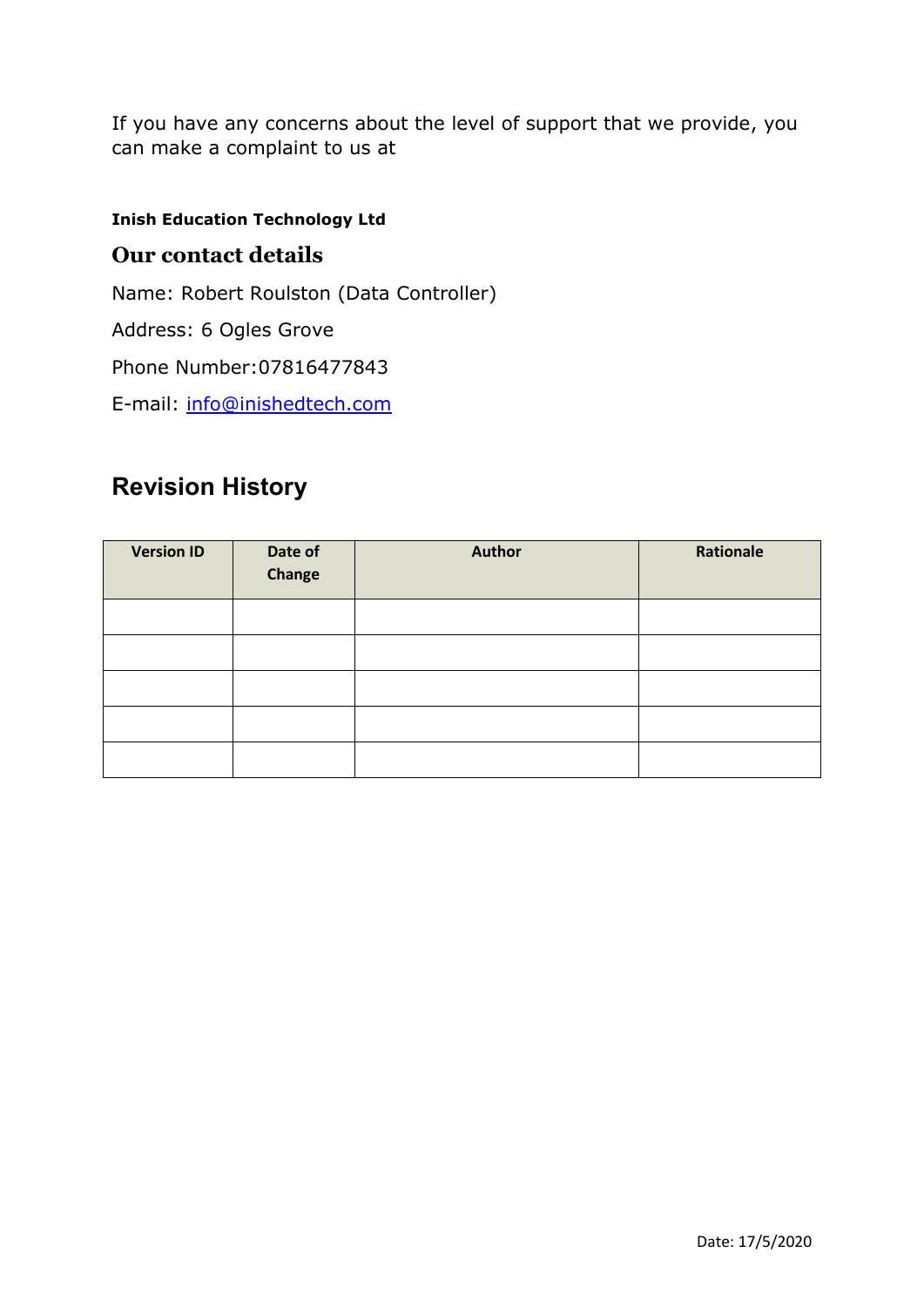If you have any concerns about the level of support that we provide, you can make a complaint to us at

**Inish Education Technology Ltd**

## Our contact details

Name: Robert Roulston (Data Controller)

Address: 6 Ogles Grove

Phone Number:07816477843

E-mail: info@inishedtech.com

## Revision History

| Version ID | Date of Change | Author | Rationale |
|---|---|---|---|
| | | | |
| | | | |
| | | | |
| | | | |
| | | | |

Date: 17/5/2020